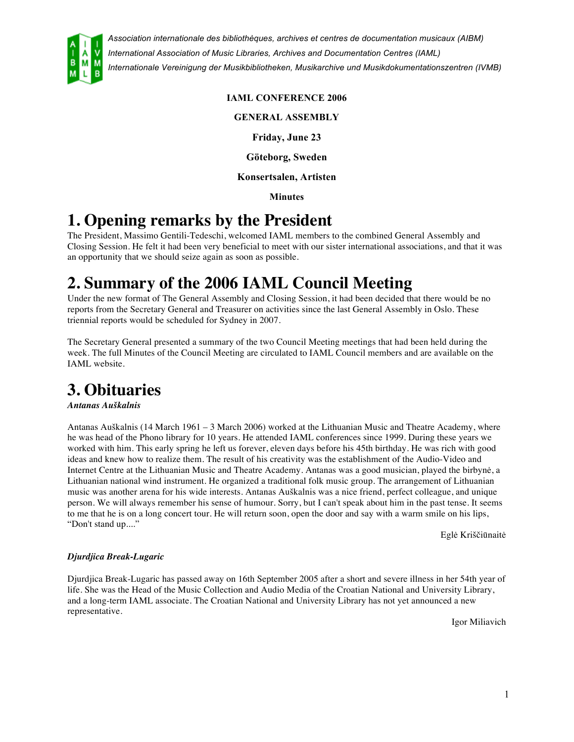*Association internationale des bibliothèques, archives et centres de documentation musicaux (AIBM)*
*International Association of Music Libraries, Archives and Documentation Centres (IAML)*
*Internationale Vereinigung der Musikbibliotheken, Musikarchive und Musikdokumentationszentren (IVMB)*

**IAML CONFERENCE 2006**

**GENERAL ASSEMBLY**

**Friday, June 23**

**Göteborg, Sweden**

**Konsertsalen, Artisten**

**Minutes**

# 1. Opening remarks by the President

The President, Massimo Gentili-Tedeschi, welcomed IAML members to the combined General Assembly and Closing Session. He felt it had been very beneficial to meet with our sister international associations, and that it was an opportunity that we should seize again as soon as possible.

# 2. Summary of the 2006 IAML Council Meeting

Under the new format of The General Assembly and Closing Session, it had been decided that there would be no reports from the Secretary General and Treasurer on activities since the last General Assembly in Oslo. These triennial reports would be scheduled for Sydney in 2007.

The Secretary General presented a summary of the two Council Meeting meetings that had been held during the week. The full Minutes of the Council Meeting are circulated to IAML Council members and are available on the IAML website.

# 3. Obituaries

***Antanas Auškalnis***

Antanas Auškalnis (14 March 1961 – 3 March 2006) worked at the Lithuanian Music and Theatre Academy, where he was head of the Phono library for 10 years. He attended IAML conferences since 1999. During these years we worked with him. This early spring he left us forever, eleven days before his 45th birthday. He was rich with good ideas and knew how to realize them. The result of his creativity was the establishment of the Audio-Video and Internet Centre at the Lithuanian Music and Theatre Academy. Antanas was a good musician, played the birbynė, a Lithuanian national wind instrument. He organized a traditional folk music group. The arrangement of Lithuanian music was another arena for his wide interests. Antanas Auškalnis was a nice friend, perfect colleague, and unique person. We will always remember his sense of humour. Sorry, but I can't speak about him in the past tense. It seems to me that he is on a long concert tour. He will return soon, open the door and say with a warm smile on his lips, "Don't stand up...."

Eglė Kriščiūnaitė

***Djurdjica Break-Lugaric***

Djurdjica Break-Lugaric has passed away on 16th September 2005 after a short and severe illness in her 54th year of life. She was the Head of the Music Collection and Audio Media of the Croatian National and University Library, and a long-term IAML associate. The Croatian National and University Library has not yet announced a new representative.

Igor Miliavich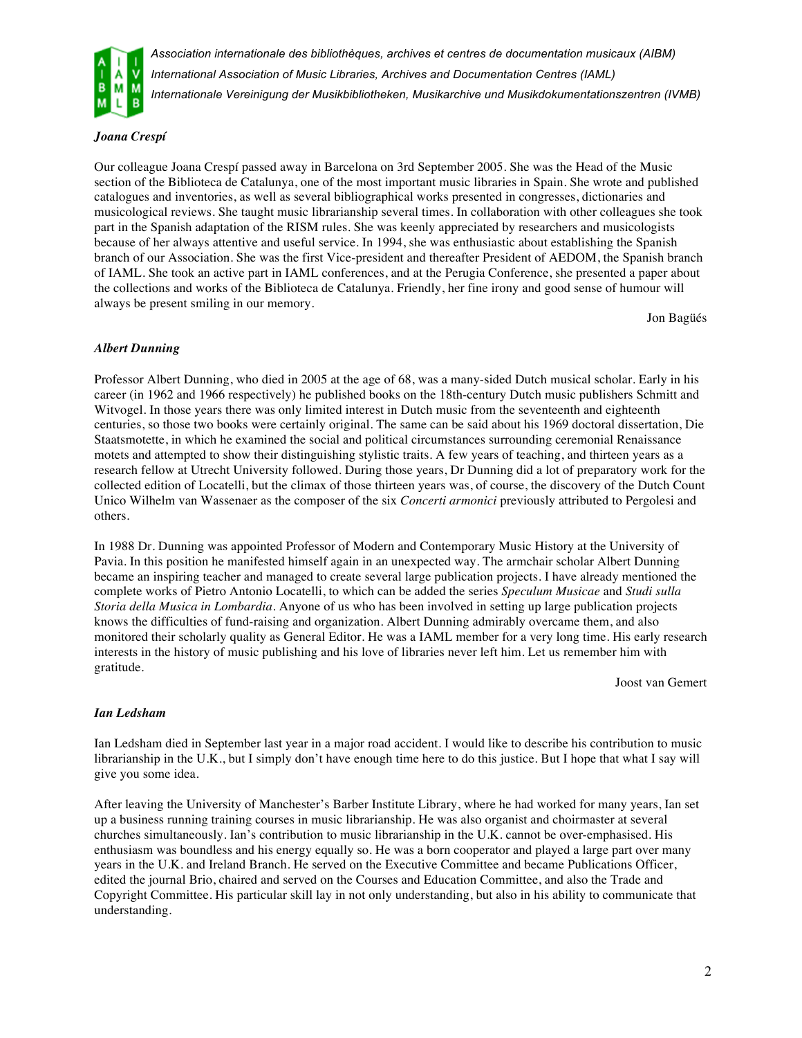### *Joana Crespí*

Our colleague Joana Crespí passed away in Barcelona on 3rd September 2005. She was the Head of the Music section of the Biblioteca de Catalunya, one of the most important music libraries in Spain. She wrote and published catalogues and inventories, as well as several bibliographical works presented in congresses, dictionaries and musicological reviews. She taught music librarianship several times. In collaboration with other colleagues she took part in the Spanish adaptation of the RISM rules. She was keenly appreciated by researchers and musicologists because of her always attentive and useful service. In 1994, she was enthusiastic about establishing the Spanish branch of our Association. She was the first Vice-president and thereafter President of AEDOM, the Spanish branch of IAML. She took an active part in IAML conferences, and at the Perugia Conference, she presented a paper about the collections and works of the Biblioteca de Catalunya. Friendly, her fine irony and good sense of humour will always be present smiling in our memory.

Jon Bagüés

### *Albert Dunning*

Professor Albert Dunning, who died in 2005 at the age of 68, was a many-sided Dutch musical scholar. Early in his career (in 1962 and 1966 respectively) he published books on the 18th-century Dutch music publishers Schmitt and Witvogel. In those years there was only limited interest in Dutch music from the seventeenth and eighteenth centuries, so those two books were certainly original. The same can be said about his 1969 doctoral dissertation, Die Staatsmotette, in which he examined the social and political circumstances surrounding ceremonial Renaissance motets and attempted to show their distinguishing stylistic traits. A few years of teaching, and thirteen years as a research fellow at Utrecht University followed. During those years, Dr Dunning did a lot of preparatory work for the collected edition of Locatelli, but the climax of those thirteen years was, of course, the discovery of the Dutch Count Unico Wilhelm van Wassenaer as the composer of the six *Concerti armonici* previously attributed to Pergolesi and others.

In 1988 Dr. Dunning was appointed Professor of Modern and Contemporary Music History at the University of Pavia. In this position he manifested himself again in an unexpected way. The armchair scholar Albert Dunning became an inspiring teacher and managed to create several large publication projects. I have already mentioned the complete works of Pietro Antonio Locatelli, to which can be added the series *Speculum Musicae* and *Studi sulla Storia della Musica in Lombardia*. Anyone of us who has been involved in setting up large publication projects knows the difficulties of fund-raising and organization. Albert Dunning admirably overcame them, and also monitored their scholarly quality as General Editor. He was a IAML member for a very long time. His early research interests in the history of music publishing and his love of libraries never left him. Let us remember him with gratitude.

Joost van Gemert

### *Ian Ledsham*

Ian Ledsham died in September last year in a major road accident. I would like to describe his contribution to music librarianship in the U.K., but I simply don't have enough time here to do this justice. But I hope that what I say will give you some idea.

After leaving the University of Manchester's Barber Institute Library, where he had worked for many years, Ian set up a business running training courses in music librarianship. He was also organist and choirmaster at several churches simultaneously. Ian's contribution to music librarianship in the U.K. cannot be over-emphasised. His enthusiasm was boundless and his energy equally so. He was a born cooperator and played a large part over many years in the U.K. and Ireland Branch. He served on the Executive Committee and became Publications Officer, edited the journal Brio, chaired and served on the Courses and Education Committee, and also the Trade and Copyright Committee. His particular skill lay in not only understanding, but also in his ability to communicate that understanding.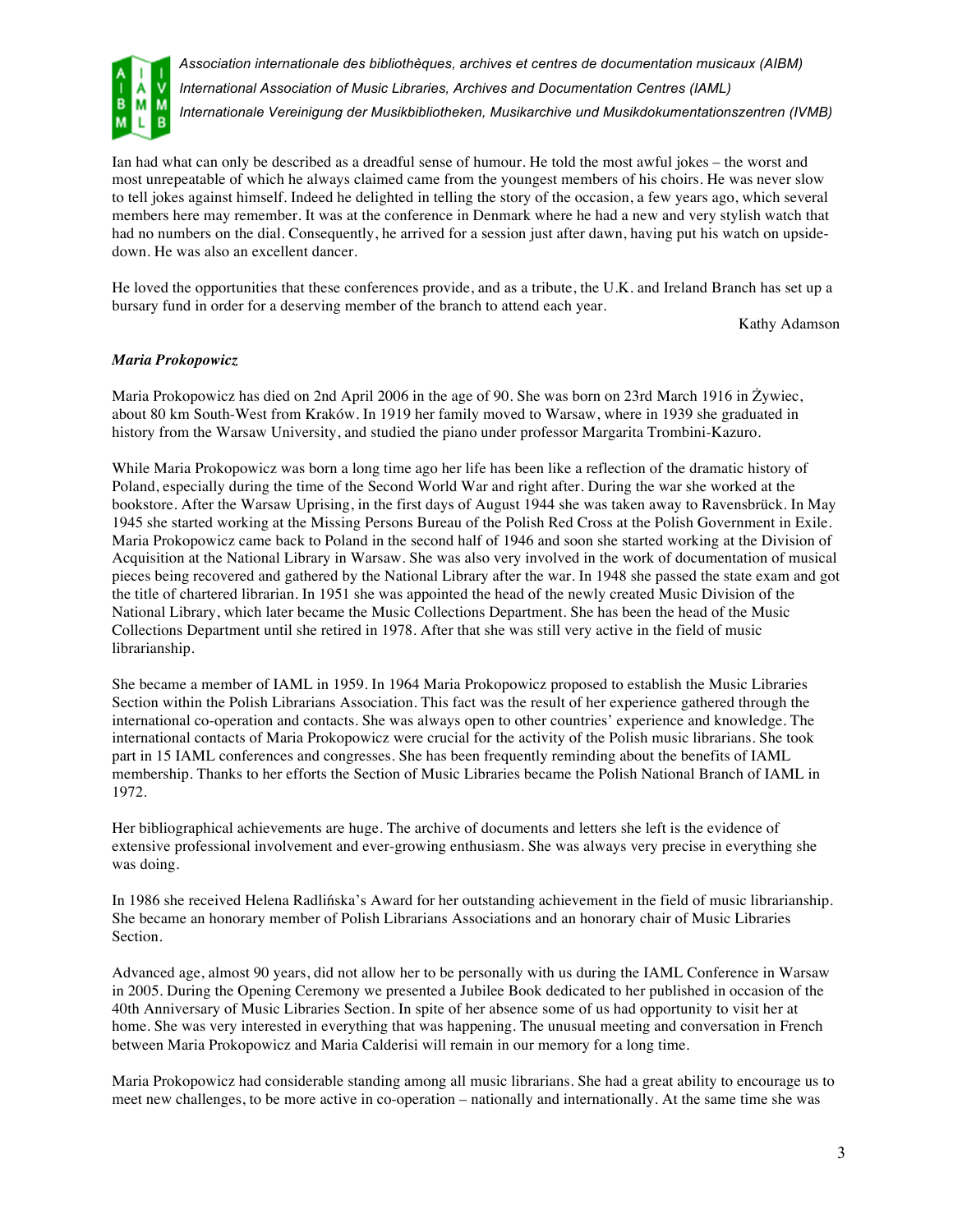Ian had what can only be described as a dreadful sense of humour. He told the most awful jokes – the worst and most unrepeatable of which he always claimed came from the youngest members of his choirs. He was never slow to tell jokes against himself. Indeed he delighted in telling the story of the occasion, a few years ago, which several members here may remember. It was at the conference in Denmark where he had a new and very stylish watch that had no numbers on the dial. Consequently, he arrived for a session just after dawn, having put his watch on upside-down. He was also an excellent dancer.

He loved the opportunities that these conferences provide, and as a tribute, the U.K. and Ireland Branch has set up a bursary fund in order for a deserving member of the branch to attend each year.

Kathy Adamson

***Maria Prokopowicz***

Maria Prokopowicz has died on 2nd April 2006 in the age of 90. She was born on 23rd March 1916 in Żywiec, about 80 km South-West from Kraków. In 1919 her family moved to Warsaw, where in 1939 she graduated in history from the Warsaw University, and studied the piano under professor Margarita Trombini-Kazuro.

While Maria Prokopowicz was born a long time ago her life has been like a reflection of the dramatic history of Poland, especially during the time of the Second World War and right after. During the war she worked at the bookstore. After the Warsaw Uprising, in the first days of August 1944 she was taken away to Ravensbrück. In May 1945 she started working at the Missing Persons Bureau of the Polish Red Cross at the Polish Government in Exile. Maria Prokopowicz came back to Poland in the second half of 1946 and soon she started working at the Division of Acquisition at the National Library in Warsaw. She was also very involved in the work of documentation of musical pieces being recovered and gathered by the National Library after the war. In 1948 she passed the state exam and got the title of chartered librarian. In 1951 she was appointed the head of the newly created Music Division of the National Library, which later became the Music Collections Department. She has been the head of the Music Collections Department until she retired in 1978. After that she was still very active in the field of music librarianship.

She became a member of IAML in 1959. In 1964 Maria Prokopowicz proposed to establish the Music Libraries Section within the Polish Librarians Association. This fact was the result of her experience gathered through the international co-operation and contacts. She was always open to other countries' experience and knowledge. The international contacts of Maria Prokopowicz were crucial for the activity of the Polish music librarians. She took part in 15 IAML conferences and congresses. She has been frequently reminding about the benefits of IAML membership. Thanks to her efforts the Section of Music Libraries became the Polish National Branch of IAML in 1972.

Her bibliographical achievements are huge. The archive of documents and letters she left is the evidence of extensive professional involvement and ever-growing enthusiasm. She was always very precise in everything she was doing.

In 1986 she received Helena Radlińska's Award for her outstanding achievement in the field of music librarianship. She became an honorary member of Polish Librarians Associations and an honorary chair of Music Libraries Section.

Advanced age, almost 90 years, did not allow her to be personally with us during the IAML Conference in Warsaw in 2005. During the Opening Ceremony we presented a Jubilee Book dedicated to her published in occasion of the 40th Anniversary of Music Libraries Section. In spite of her absence some of us had opportunity to visit her at home. She was very interested in everything that was happening. The unusual meeting and conversation in French between Maria Prokopowicz and Maria Calderisi will remain in our memory for a long time.

Maria Prokopowicz had considerable standing among all music librarians. She had a great ability to encourage us to meet new challenges, to be more active in co-operation – nationally and internationally. At the same time she was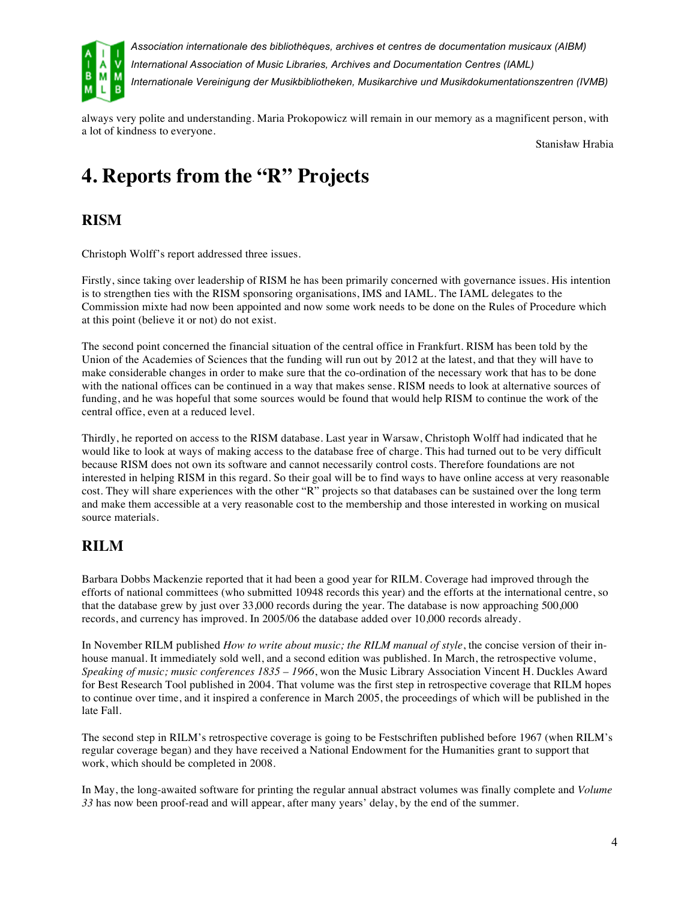always very polite and understanding. Maria Prokopowicz will remain in our memory as a magnificent person, with a lot of kindness to everyone.

Stanisław Hrabia

# 4. Reports from the "R" Projects

## RISM

Christoph Wolff's report addressed three issues.

Firstly, since taking over leadership of RISM he has been primarily concerned with governance issues. His intention is to strengthen ties with the RISM sponsoring organisations, IMS and IAML. The IAML delegates to the Commission mixte had now been appointed and now some work needs to be done on the Rules of Procedure which at this point (believe it or not) do not exist.

The second point concerned the financial situation of the central office in Frankfurt. RISM has been told by the Union of the Academies of Sciences that the funding will run out by 2012 at the latest, and that they will have to make considerable changes in order to make sure that the co-ordination of the necessary work that has to be done with the national offices can be continued in a way that makes sense. RISM needs to look at alternative sources of funding, and he was hopeful that some sources would be found that would help RISM to continue the work of the central office, even at a reduced level.

Thirdly, he reported on access to the RISM database. Last year in Warsaw, Christoph Wolff had indicated that he would like to look at ways of making access to the database free of charge. This had turned out to be very difficult because RISM does not own its software and cannot necessarily control costs. Therefore foundations are not interested in helping RISM in this regard. So their goal will be to find ways to have online access at very reasonable cost. They will share experiences with the other "R" projects so that databases can be sustained over the long term and make them accessible at a very reasonable cost to the membership and those interested in working on musical source materials.

## RILM

Barbara Dobbs Mackenzie reported that it had been a good year for RILM. Coverage had improved through the efforts of national committees (who submitted 10948 records this year) and the efforts at the international centre, so that the database grew by just over 33,000 records during the year. The database is now approaching 500,000 records, and currency has improved. In 2005/06 the database added over 10,000 records already.

In November RILM published *How to write about music; the RILM manual of style*, the concise version of their in-house manual. It immediately sold well, and a second edition was published. In March, the retrospective volume, *Speaking of music; music conferences 1835 – 1966*, won the Music Library Association Vincent H. Duckles Award for Best Research Tool published in 2004. That volume was the first step in retrospective coverage that RILM hopes to continue over time, and it inspired a conference in March 2005, the proceedings of which will be published in the late Fall.

The second step in RILM's retrospective coverage is going to be Festschriften published before 1967 (when RILM's regular coverage began) and they have received a National Endowment for the Humanities grant to support that work, which should be completed in 2008.

In May, the long-awaited software for printing the regular annual abstract volumes was finally complete and *Volume 33* has now been proof-read and will appear, after many years' delay, by the end of the summer.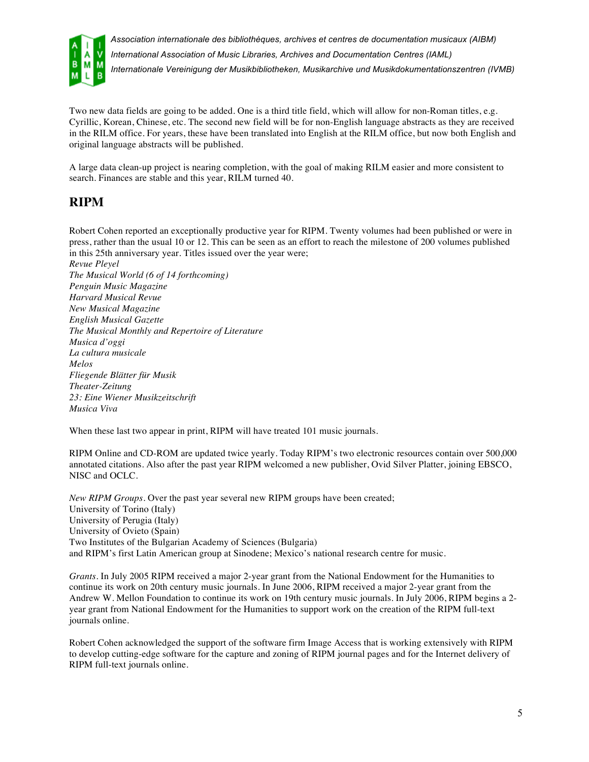Two new data fields are going to be added. One is a third title field, which will allow for non-Roman titles, e.g. Cyrillic, Korean, Chinese, etc. The second new field will be for non-English language abstracts as they are received in the RILM office. For years, these have been translated into English at the RILM office, but now both English and original language abstracts will be published.

A large data clean-up project is nearing completion, with the goal of making RILM easier and more consistent to search. Finances are stable and this year, RILM turned 40.

## RIPM

Robert Cohen reported an exceptionally productive year for RIPM. Twenty volumes had been published or were in press, rather than the usual 10 or 12. This can be seen as an effort to reach the milestone of 200 volumes published in this 25th anniversary year. Titles issued over the year were;

*Revue Pleyel*
*The Musical World (6 of 14 forthcoming)*
*Penguin Music Magazine*
*Harvard Musical Revue*
*New Musical Magazine*
*English Musical Gazette*
*The Musical Monthly and Repertoire of Literature*
*Musica d'oggi*
*La cultura musicale*
*Melos*
*Fliegende Blätter für Musik*
*Theater-Zeitung*
*23: Eine Wiener Musikzeitschrift*
*Musica Viva*

When these last two appear in print, RIPM will have treated 101 music journals.

RIPM Online and CD-ROM are updated twice yearly. Today RIPM's two electronic resources contain over 500,000 annotated citations. Also after the past year RIPM welcomed a new publisher, Ovid Silver Platter, joining EBSCO, NISC and OCLC.

*New RIPM Groups*. Over the past year several new RIPM groups have been created;
University of Torino (Italy)
University of Perugia (Italy)
University of Ovieto (Spain)
Two Institutes of the Bulgarian Academy of Sciences (Bulgaria)
and RIPM's first Latin American group at Sinodene; Mexico's national research centre for music.

*Grants*. In July 2005 RIPM received a major 2-year grant from the National Endowment for the Humanities to continue its work on 20th century music journals. In June 2006, RIPM received a major 2-year grant from the Andrew W. Mellon Foundation to continue its work on 19th century music journals. In July 2006, RIPM begins a 2-year grant from National Endowment for the Humanities to support work on the creation of the RIPM full-text journals online.

Robert Cohen acknowledged the support of the software firm Image Access that is working extensively with RIPM to develop cutting-edge software for the capture and zoning of RIPM journal pages and for the Internet delivery of RIPM full-text journals online.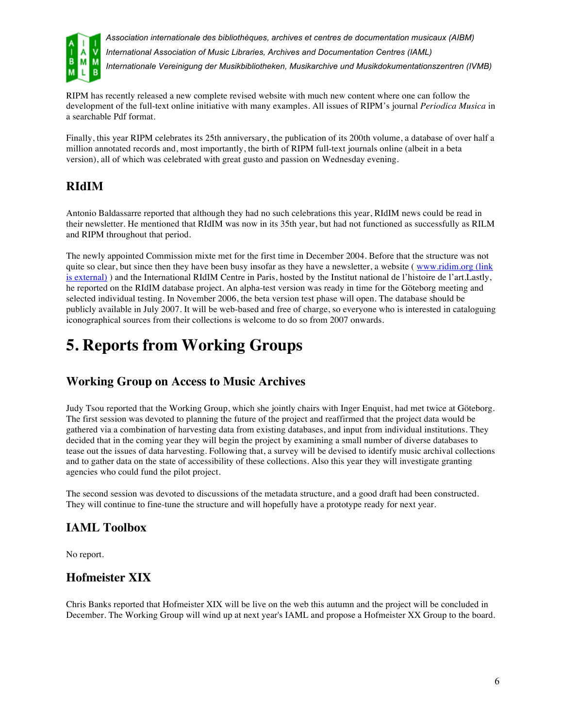RIPM has recently released a new complete revised website with much new content where one can follow the development of the full-text online initiative with many examples. All issues of RIPM's journal *Periodica Musica* in a searchable Pdf format.

Finally, this year RIPM celebrates its 25th anniversary, the publication of its 200th volume, a database of over half a million annotated records and, most importantly, the birth of RIPM full-text journals online (albeit in a beta version), all of which was celebrated with great gusto and passion on Wednesday evening.

## RIdIM

Antonio Baldassarre reported that although they had no such celebrations this year, RIdIM news could be read in their newsletter. He mentioned that RIdIM was now in its 35th year, but had not functioned as successfully as RILM and RIPM throughout that period.

The newly appointed Commission mixte met for the first time in December 2004. Before that the structure was not quite so clear, but since then they have been busy insofar as they have a newsletter, a website ( [www.ridim.org (link is external)](http://www.ridim.org) ) and the International RIdIM Centre in Paris, hosted by the Institut national de l'histoire de l'art.Lastly, he reported on the RIdIM database project. An alpha-test version was ready in time for the Göteborg meeting and selected individual testing. In November 2006, the beta version test phase will open. The database should be publicly available in July 2007. It will be web-based and free of charge, so everyone who is interested in cataloguing iconographical sources from their collections is welcome to do so from 2007 onwards.

# 5. Reports from Working Groups

## Working Group on Access to Music Archives

Judy Tsou reported that the Working Group, which she jointly chairs with Inger Enquist, had met twice at Göteborg. The first session was devoted to planning the future of the project and reaffirmed that the project data would be gathered via a combination of harvesting data from existing databases, and input from individual institutions. They decided that in the coming year they will begin the project by examining a small number of diverse databases to tease out the issues of data harvesting. Following that, a survey will be devised to identify music archival collections and to gather data on the state of accessibility of these collections. Also this year they will investigate granting agencies who could fund the pilot project.

The second session was devoted to discussions of the metadata structure, and a good draft had been constructed. They will continue to fine-tune the structure and will hopefully have a prototype ready for next year.

## IAML Toolbox

No report.

## Hofmeister XIX

Chris Banks reported that Hofmeister XIX will be live on the web this autumn and the project will be concluded in December. The Working Group will wind up at next year's IAML and propose a Hofmeister XX Group to the board.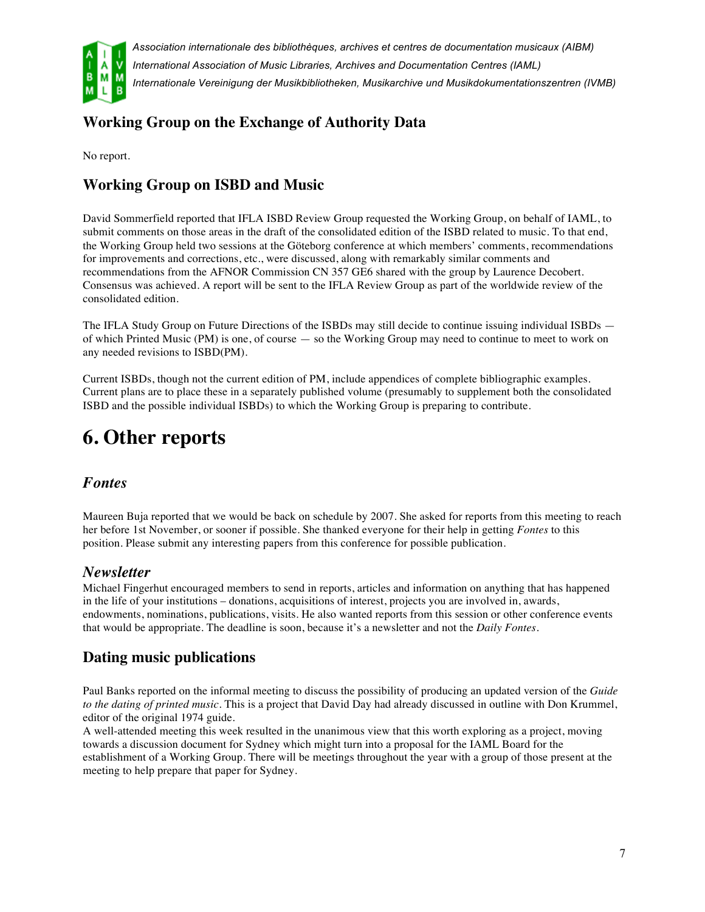## Working Group on the Exchange of Authority Data

No report.

## Working Group on ISBD and Music

David Sommerfield reported that IFLA ISBD Review Group requested the Working Group, on behalf of IAML, to submit comments on those areas in the draft of the consolidated edition of the ISBD related to music. To that end, the Working Group held two sessions at the Göteborg conference at which members' comments, recommendations for improvements and corrections, etc., were discussed, along with remarkably similar comments and recommendations from the AFNOR Commission CN 357 GE6 shared with the group by Laurence Decobert. Consensus was achieved. A report will be sent to the IFLA Review Group as part of the worldwide review of the consolidated edition.

The IFLA Study Group on Future Directions of the ISBDs may still decide to continue issuing individual ISBDs — of which Printed Music (PM) is one, of course — so the Working Group may need to continue to meet to work on any needed revisions to ISBD(PM).

Current ISBDs, though not the current edition of PM, include appendices of complete bibliographic examples. Current plans are to place these in a separately published volume (presumably to supplement both the consolidated ISBD and the possible individual ISBDs) to which the Working Group is preparing to contribute.

# 6. Other reports

## *Fontes*

Maureen Buja reported that we would be back on schedule by 2007. She asked for reports from this meeting to reach her before 1st November, or sooner if possible. She thanked everyone for their help in getting *Fontes* to this position. Please submit any interesting papers from this conference for possible publication.

## *Newsletter*

Michael Fingerhut encouraged members to send in reports, articles and information on anything that has happened in the life of your institutions – donations, acquisitions of interest, projects you are involved in, awards, endowments, nominations, publications, visits. He also wanted reports from this session or other conference events that would be appropriate. The deadline is soon, because it's a newsletter and not the *Daily Fontes*.

## Dating music publications

Paul Banks reported on the informal meeting to discuss the possibility of producing an updated version of the *Guide to the dating of printed music*. This is a project that David Day had already discussed in outline with Don Krummel, editor of the original 1974 guide.
A well-attended meeting this week resulted in the unanimous view that this worth exploring as a project, moving towards a discussion document for Sydney which might turn into a proposal for the IAML Board for the establishment of a Working Group. There will be meetings throughout the year with a group of those present at the meeting to help prepare that paper for Sydney.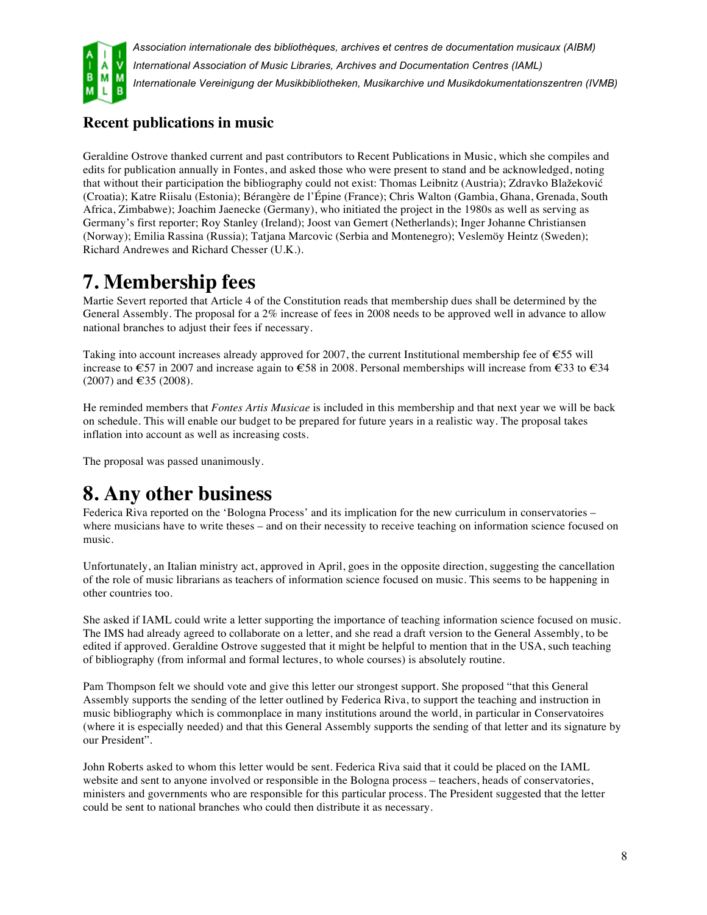### Recent publications in music

Geraldine Ostrove thanked current and past contributors to Recent Publications in Music, which she compiles and edits for publication annually in Fontes, and asked those who were present to stand and be acknowledged, noting that without their participation the bibliography could not exist: Thomas Leibnitz (Austria); Zdravko Blažeković (Croatia); Katre Riisalu (Estonia); Bérangère de l'Épine (France); Chris Walton (Gambia, Ghana, Grenada, South Africa, Zimbabwe); Joachim Jaenecke (Germany), who initiated the project in the 1980s as well as serving as Germany's first reporter; Roy Stanley (Ireland); Joost van Gemert (Netherlands); Inger Johanne Christiansen (Norway); Emilia Rassina (Russia); Tatjana Marcovic (Serbia and Montenegro); Veslemöy Heintz (Sweden); Richard Andrewes and Richard Chesser (U.K.).

# 7. Membership fees

Martie Severt reported that Article 4 of the Constitution reads that membership dues shall be determined by the General Assembly. The proposal for a 2% increase of fees in 2008 needs to be approved well in advance to allow national branches to adjust their fees if necessary.

Taking into account increases already approved for 2007, the current Institutional membership fee of €55 will increase to €57 in 2007 and increase again to €58 in 2008. Personal memberships will increase from €33 to €34 (2007) and €35 (2008).

He reminded members that *Fontes Artis Musicae* is included in this membership and that next year we will be back on schedule. This will enable our budget to be prepared for future years in a realistic way. The proposal takes inflation into account as well as increasing costs.

The proposal was passed unanimously.

# 8. Any other business

Federica Riva reported on the 'Bologna Process' and its implication for the new curriculum in conservatories – where musicians have to write theses – and on their necessity to receive teaching on information science focused on music.

Unfortunately, an Italian ministry act, approved in April, goes in the opposite direction, suggesting the cancellation of the role of music librarians as teachers of information science focused on music. This seems to be happening in other countries too.

She asked if IAML could write a letter supporting the importance of teaching information science focused on music. The IMS had already agreed to collaborate on a letter, and she read a draft version to the General Assembly, to be edited if approved. Geraldine Ostrove suggested that it might be helpful to mention that in the USA, such teaching of bibliography (from informal and formal lectures, to whole courses) is absolutely routine.

Pam Thompson felt we should vote and give this letter our strongest support. She proposed "that this General Assembly supports the sending of the letter outlined by Federica Riva, to support the teaching and instruction in music bibliography which is commonplace in many institutions around the world, in particular in Conservatoires (where it is especially needed) and that this General Assembly supports the sending of that letter and its signature by our President".

John Roberts asked to whom this letter would be sent. Federica Riva said that it could be placed on the IAML website and sent to anyone involved or responsible in the Bologna process – teachers, heads of conservatories, ministers and governments who are responsible for this particular process. The President suggested that the letter could be sent to national branches who could then distribute it as necessary.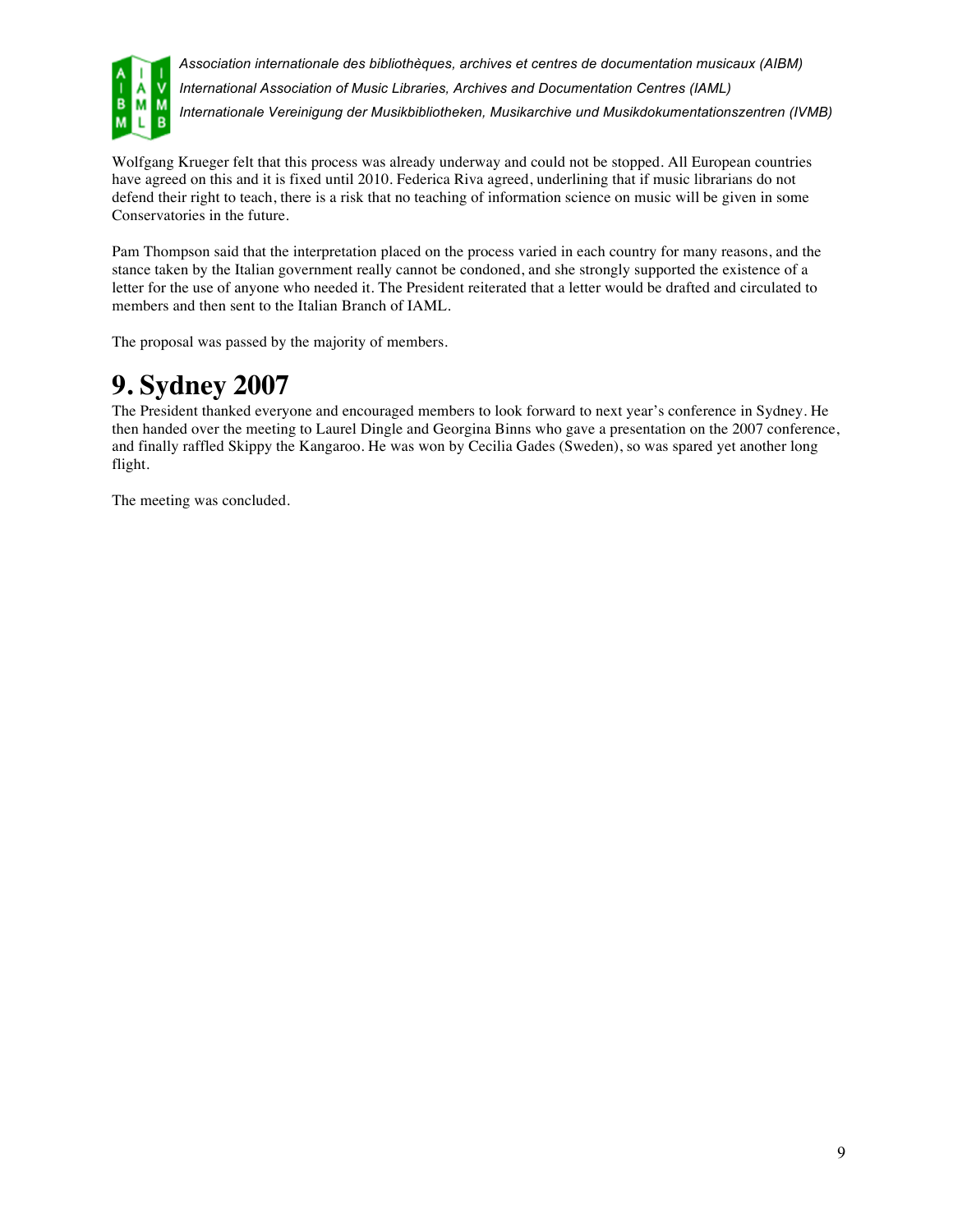Wolfgang Krueger felt that this process was already underway and could not be stopped. All European countries have agreed on this and it is fixed until 2010. Federica Riva agreed, underlining that if music librarians do not defend their right to teach, there is a risk that no teaching of information science on music will be given in some Conservatories in the future.

Pam Thompson said that the interpretation placed on the process varied in each country for many reasons, and the stance taken by the Italian government really cannot be condoned, and she strongly supported the existence of a letter for the use of anyone who needed it. The President reiterated that a letter would be drafted and circulated to members and then sent to the Italian Branch of IAML.

The proposal was passed by the majority of members.

# 9. Sydney 2007

The President thanked everyone and encouraged members to look forward to next year's conference in Sydney. He then handed over the meeting to Laurel Dingle and Georgina Binns who gave a presentation on the 2007 conference, and finally raffled Skippy the Kangaroo. He was won by Cecilia Gades (Sweden), so was spared yet another long flight.

The meeting was concluded.